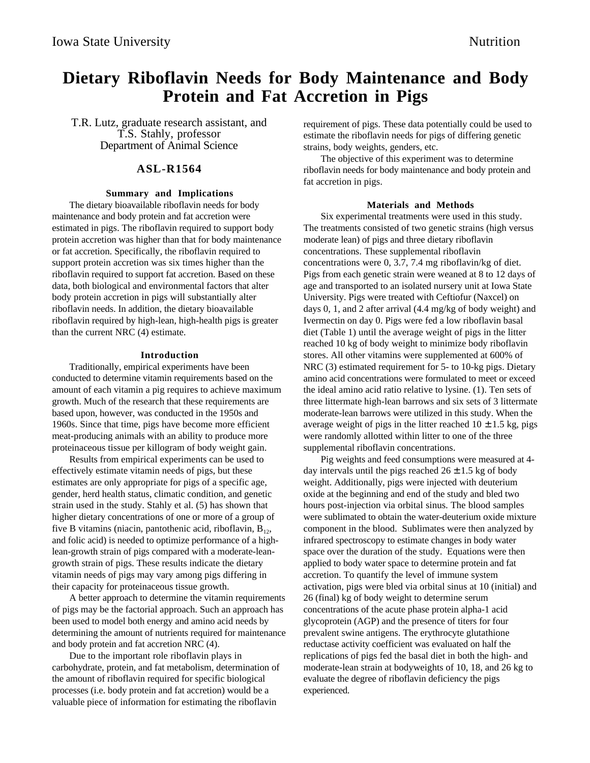# Dietary Riboflavin Needs for Body Maintenance and Body Protein and Fat Accretion in Pigs

T.R. Lutz, graduate research assistant, and
T.S. Stahly, professor
Department of Animal Science

## ASL-R1564

### Summary and Implications

The dietary bioavailable riboflavin needs for body maintenance and body protein and fat accretion were estimated in pigs. The riboflavin required to support body protein accretion was higher than that for body maintenance or fat accretion. Specifically, the riboflavin required to support protein accretion was six times higher than the riboflavin required to support fat accretion. Based on these data, both biological and environmental factors that alter body protein accretion in pigs will substantially alter riboflavin needs. In addition, the dietary bioavailable riboflavin required by high-lean, high-health pigs is greater than the current NRC (4) estimate.

### Introduction

Traditionally, empirical experiments have been conducted to determine vitamin requirements based on the amount of each vitamin a pig requires to achieve maximum growth. Much of the research that these requirements are based upon, however, was conducted in the 1950s and 1960s. Since that time, pigs have become more efficient meat-producing animals with an ability to produce more proteinaceous tissue per killogram of body weight gain.

Results from empirical experiments can be used to effectively estimate vitamin needs of pigs, but these estimates are only appropriate for pigs of a specific age, gender, herd health status, climatic condition, and genetic strain used in the study. Stahly et al. (5) has shown that higher dietary concentrations of one or more of a group of five B vitamins (niacin, pantothenic acid, riboflavin, $B_{12}$, and folic acid) is needed to optimize performance of a high-lean-growth strain of pigs compared with a moderate-lean-growth strain of pigs. These results indicate the dietary vitamin needs of pigs may vary among pigs differing in their capacity for proteinaceous tissue growth.

A better approach to determine the vitamin requirements of pigs may be the factorial approach. Such an approach has been used to model both energy and amino acid needs by determining the amount of nutrients required for maintenance and body protein and fat accretion NRC (4).

Due to the important role riboflavin plays in carbohydrate, protein, and fat metabolism, determination of the amount of riboflavin required for specific biological processes (i.e. body protein and fat accretion) would be a valuable piece of information for estimating the riboflavin requirement of pigs. These data potentially could be used to estimate the riboflavin needs for pigs of differing genetic strains, body weights, genders, etc.

The objective of this experiment was to determine riboflavin needs for body maintenance and body protein and fat accretion in pigs.

### Materials and Methods

Six experimental treatments were used in this study. The treatments consisted of two genetic strains (high versus moderate lean) of pigs and three dietary riboflavin concentrations. These supplemental riboflavin concentrations were 0, 3.7, 7.4 mg riboflavin/kg of diet. Pigs from each genetic strain were weaned at 8 to 12 days of age and transported to an isolated nursery unit at Iowa State University. Pigs were treated with Ceftiofur (Naxcel) on days 0, 1, and 2 after arrival (4.4 mg/kg of body weight) and Ivermectin on day 0. Pigs were fed a low riboflavin basal diet (Table 1) until the average weight of pigs in the litter reached 10 kg of body weight to minimize body riboflavin stores. All other vitamins were supplemented at 600% of NRC (3) estimated requirement for 5- to 10-kg pigs. Dietary amino acid concentrations were formulated to meet or exceed the ideal amino acid ratio relative to lysine. (1). Ten sets of three littermate high-lean barrows and six sets of 3 littermate moderate-lean barrows were utilized in this study. When the average weight of pigs in the litter reached $10 \pm 1.5$ kg, pigs were randomly allotted within litter to one of the three supplemental riboflavin concentrations.

Pig weights and feed consumptions were measured at 4-day intervals until the pigs reached $26 \pm 1.5$ kg of body weight. Additionally, pigs were injected with deuterium oxide at the beginning and end of the study and bled two hours post-injection via orbital sinus. The blood samples were sublimated to obtain the water-deuterium oxide mixture component in the blood. Sublimates were then analyzed by infrared spectroscopy to estimate changes in body water space over the duration of the study. Equations were then applied to body water space to determine protein and fat accretion. To quantify the level of immune system activation, pigs were bled via orbital sinus at 10 (initial) and 26 (final) kg of body weight to determine serum concentrations of the acute phase protein alpha-1 acid glycoprotein (AGP) and the presence of titers for four prevalent swine antigens. The erythrocyte glutathione reductase activity coefficient was evaluated on half the replications of pigs fed the basal diet in both the high- and moderate-lean strain at bodyweights of 10, 18, and 26 kg to evaluate the degree of riboflavin deficiency the pigs experienced.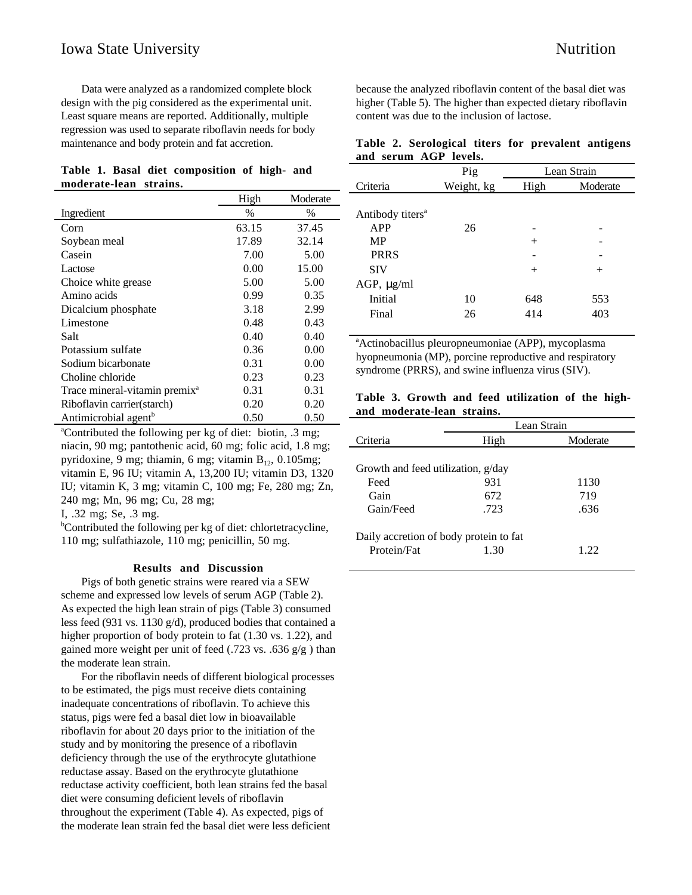Data were analyzed as a randomized complete block design with the pig considered as the experimental unit. Least square means are reported. Additionally, multiple regression was used to separate riboflavin needs for body maintenance and body protein and fat accretion.

**Table 1. Basal diet composition of high- and moderate-lean strains.**

| Ingredient | High % | Moderate % |
|---|---|---|
| Corn | 63.15 | 37.45 |
| Soybean meal | 17.89 | 32.14 |
| Casein | 7.00 | 5.00 |
| Lactose | 0.00 | 15.00 |
| Choice white grease | 5.00 | 5.00 |
| Amino acids | 0.99 | 0.35 |
| Dicalcium phosphate | 3.18 | 2.99 |
| Limestone | 0.48 | 0.43 |
| Salt | 0.40 | 0.40 |
| Potassium sulfate | 0.36 | 0.00 |
| Sodium bicarbonate | 0.31 | 0.00 |
| Choline chloride | 0.23 | 0.23 |
| Trace mineral-vitamin premix[a] | 0.31 | 0.31 |
| Riboflavin carrier(starch) | 0.20 | 0.20 |
| Antimicrobial agent[b] | 0.50 | 0.50 |

[a]Contributed the following per kg of diet: biotin, .3 mg; niacin, 90 mg; pantothenic acid, 60 mg; folic acid, 1.8 mg; pyridoxine, 9 mg; thiamin, 6 mg; vitamin $B_{12}$, 0.105mg; vitamin E, 96 IU; vitamin A, 13,200 IU; vitamin D3, 1320 IU; vitamin K, 3 mg; vitamin C, 100 mg; Fe, 280 mg; Zn, 240 mg; Mn, 96 mg; Cu, 28 mg; I, .32 mg; Se, .3 mg.

[b]Contributed the following per kg of diet: chlortetracycline, 110 mg; sulfathiazole, 110 mg; penicillin, 50 mg.

## Results and Discussion

Pigs of both genetic strains were reared via a SEW scheme and expressed low levels of serum AGP (Table 2). As expected the high lean strain of pigs (Table 3) consumed less feed (931 vs. 1130 g/d), produced bodies that contained a higher proportion of body protein to fat (1.30 vs. 1.22), and gained more weight per unit of feed (.723 vs. .636 g/g ) than the moderate lean strain.

For the riboflavin needs of different biological processes to be estimated, the pigs must receive diets containing inadequate concentrations of riboflavin. To achieve this status, pigs were fed a basal diet low in bioavailable riboflavin for about 20 days prior to the initiation of the study and by monitoring the presence of a riboflavin deficiency through the use of the erythrocyte glutathione reductase assay. Based on the erythrocyte glutathione reductase activity coefficient, both lean strains fed the basal diet were consuming deficient levels of riboflavin throughout the experiment (Table 4). As expected, pigs of the moderate lean strain fed the basal diet were less deficient because the analyzed riboflavin content of the basal diet was higher (Table 5). The higher than expected dietary riboflavin content was due to the inclusion of lactose.

**Table 2. Serological titers for prevalent antigens and serum AGP levels.**

| Criteria | Pig Weight, kg | Lean Strain High | Lean Strain Moderate |
|---|---|---|---|
| Antibody titers[a] | | | |
| APP | 26 | - | - |
| MP | | + | - |
| PRRS | | - | - |
| SIV | | + | + |
| AGP, μg/ml | | | |
| Initial | 10 | 648 | 553 |
| Final | 26 | 414 | 403 |

[a]Actinobacillus pleuropneumoniae (APP), mycoplasma hyopneumonia (MP), porcine reproductive and respiratory syndrome (PRRS), and swine influenza virus (SIV).

**Table 3. Growth and feed utilization of the high- and moderate-lean strains.**

| Criteria | Lean Strain High | Lean Strain Moderate |
|---|---|---|
| Growth and feed utilization, g/day | | |
| Feed | 931 | 1130 |
| Gain | 672 | 719 |
| Gain/Feed | .723 | .636 |
| Daily accretion of body protein to fat | | |
| Protein/Fat | 1.30 | 1.22 |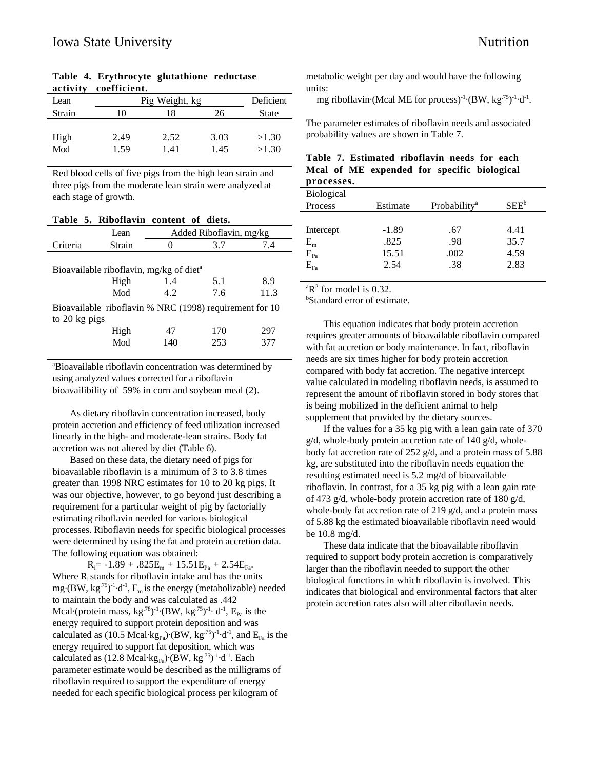**Table 4. Erythrocyte glutathione reductase activity coefficient.**

| Lean | Pig Weight, kg | | | Deficient |
|---|---|---|---|---|
| Strain | 10 | 18 | 26 | State |
| High | 2.49 | 2.52 | 3.03 | >1.30 |
| Mod | 1.59 | 1.41 | 1.45 | >1.30 |

Red blood cells of five pigs from the high lean strain and three pigs from the moderate lean strain were analyzed at each stage of growth.

**Table 5. Riboflavin content of diets.**

| | Lean | Added Riboflavin, mg/kg | | |
|---|---|---|---|---|
| Criteria | Strain | 0 | 3.7 | 7.4 |
| Bioavailable riboflavin, mg/kg of diet[a] | | | | |
| | High | 1.4 | 5.1 | 8.9 |
| | Mod | 4.2 | 7.6 | 11.3 |
| Bioavailable riboflavin % NRC (1998) requirement for 10 to 20 kg pigs | | | | |
| | High | 47 | 170 | 297 |
| | Mod | 140 | 253 | 377 |

[a]Bioavailable riboflavin concentration was determined by using analyzed values corrected for a riboflavin bioavailibility of 59% in corn and soybean meal (2).

As dietary riboflavin concentration increased, body protein accretion and efficiency of feed utilization increased linearly in the high- and moderate-lean strains. Body fat accretion was not altered by diet (Table 6).

Based on these data, the dietary need of pigs for bioavailable riboflavin is a minimum of 3 to 3.8 times greater than 1998 NRC estimates for 10 to 20 kg pigs. It was our objective, however, to go beyond just describing a requirement for a particular weight of pig by factorially estimating riboflavin needed for various biological processes. Riboflavin needs for specific biological processes were determined by using the fat and protein accretion data. The following equation was obtained:

$$R_i = -1.89 + .825E_m + 15.51E_{Pa} + 2.54E_{Fa}.$$

Where $R_i$ stands for riboflavin intake and has the units mg·(BW, kg$^{.75}$)$^{-1}$·d$^{-1}$, $E_m$ is the energy (metabolizable) needed to maintain the body and was calculated as .442 Mcal·(protein mass, kg$^{.78}$)$^{-1}$·(BW, kg$^{.75}$)$^{-1}$· d$^{-1}$, $E_{Pa}$ is the energy required to support protein deposition and was calculated as (10.5 Mcal·kg$_{Pa}$)·(BW, kg$^{.75}$)$^{-1}$·d$^{-1}$, and $E_{Fa}$ is the energy required to support fat deposition, which was calculated as (12.8 Mcal·kg$_{Fa}$)·(BW, kg$^{.75}$)$^{-1}$·d$^{-1}$. Each parameter estimate would be described as the milligrams of riboflavin required to support the expenditure of energy needed for each specific biological process per kilogram of metabolic weight per day and would have the following units:

mg riboflavin·(Mcal ME for process)$^{-1}$·(BW, kg$^{.75}$)$^{-1}$·d$^{-1}$.

The parameter estimates of riboflavin needs and associated probability values are shown in Table 7.

**Table 7. Estimated riboflavin needs for each Mcal of ME expended for specific biological processes.**

| Biological Process | Estimate | Probability[a] | SEE[b] |
|---|---|---|---|
| Intercept | -1.89 | .67 | 4.41 |
| $E_m$ | .825 | .98 | 35.7 |
| $E_{Pa}$ | 15.51 | .002 | 4.59 |
| $E_{Fa}$ | 2.54 | .38 | 2.83 |

[a]$R^2$ for model is 0.32.
[b]Standard error of estimate.

This equation indicates that body protein accretion requires greater amounts of bioavailable riboflavin compared with fat accretion or body maintenance. In fact, riboflavin needs are six times higher for body protein accretion compared with body fat accretion. The negative intercept value calculated in modeling riboflavin needs, is assumed to represent the amount of riboflavin stored in body stores that is being mobilized in the deficient animal to help supplement that provided by the dietary sources.

If the values for a 35 kg pig with a lean gain rate of 370 g/d, whole-body protein accretion rate of 140 g/d, whole-body fat accretion rate of 252 g/d, and a protein mass of 5.88 kg, are substituted into the riboflavin needs equation the resulting estimated need is 5.2 mg/d of bioavailable riboflavin. In contrast, for a 35 kg pig with a lean gain rate of 473 g/d, whole-body protein accretion rate of 180 g/d, whole-body fat accretion rate of 219 g/d, and a protein mass of 5.88 kg the estimated bioavailable riboflavin need would be 10.8 mg/d.

These data indicate that the bioavailable riboflavin required to support body protein accretion is comparatively larger than the riboflavin needed to support the other biological functions in which riboflavin is involved. This indicates that biological and environmental factors that alter protein accretion rates also will alter riboflavin needs.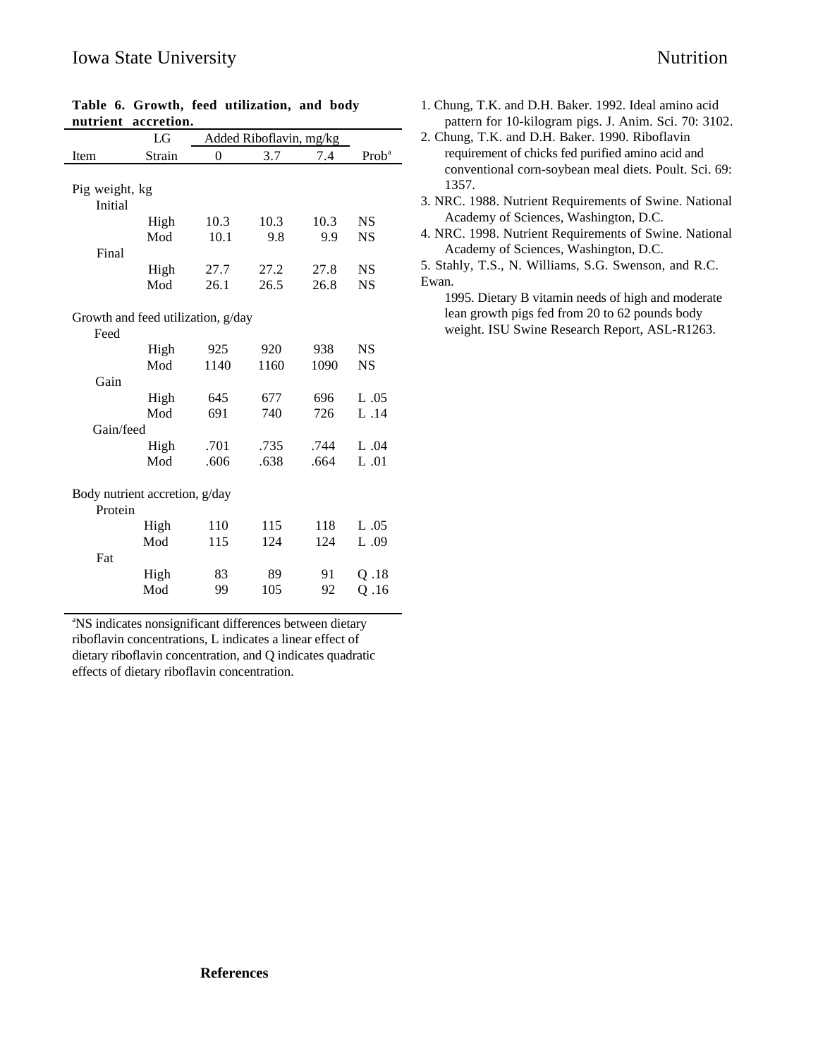**Table 6. Growth, feed utilization, and body nutrient accretion.**

| Item | LG Strain | Added Riboflavin, mg/kg | | | Prob[a] |
|---|---|---|---|---|---|
| | | 0 | 3.7 | 7.4 | |
| Pig weight, kg | | | | | |
| Initial | | | | | |
| | High | 10.3 | 10.3 | 10.3 | NS |
| | Mod | 10.1 | 9.8 | 9.9 | NS |
| Final | | | | | |
| | High | 27.7 | 27.2 | 27.8 | NS |
| | Mod | 26.1 | 26.5 | 26.8 | NS |
| Growth and feed utilization, g/day | | | | | |
| Feed | | | | | |
| | High | 925 | 920 | 938 | NS |
| | Mod | 1140 | 1160 | 1090 | NS |
| Gain | | | | | |
| | High | 645 | 677 | 696 | L .05 |
| | Mod | 691 | 740 | 726 | L .14 |
| Gain/feed | | | | | |
| | High | .701 | .735 | .744 | L .04 |
| | Mod | .606 | .638 | .664 | L .01 |
| Body nutrient accretion, g/day | | | | | |
| Protein | | | | | |
| | High | 110 | 115 | 118 | L .05 |
| | Mod | 115 | 124 | 124 | L .09 |
| Fat | | | | | |
| | High | 83 | 89 | 91 | Q .18 |
| | Mod | 99 | 105 | 92 | Q .16 |

[a]NS indicates nonsignificant differences between dietary riboflavin concentrations, L indicates a linear effect of dietary riboflavin concentration, and Q indicates quadratic effects of dietary riboflavin concentration.

## References

1. Chung, T.K. and D.H. Baker. 1992. Ideal amino acid pattern for 10-kilogram pigs. J. Anim. Sci. 70: 3102.
2. Chung, T.K. and D.H. Baker. 1990. Riboflavin requirement of chicks fed purified amino acid and conventional corn-soybean meal diets. Poult. Sci. 69: 1357.
3. NRC. 1988. Nutrient Requirements of Swine. National Academy of Sciences, Washington, D.C.
4. NRC. 1998. Nutrient Requirements of Swine. National Academy of Sciences, Washington, D.C.
5. Stahly, T.S., N. Williams, S.G. Swenson, and R.C. Ewan. 1995. Dietary B vitamin needs of high and moderate lean growth pigs fed from 20 to 62 pounds body weight. ISU Swine Research Report, ASL-R1263.